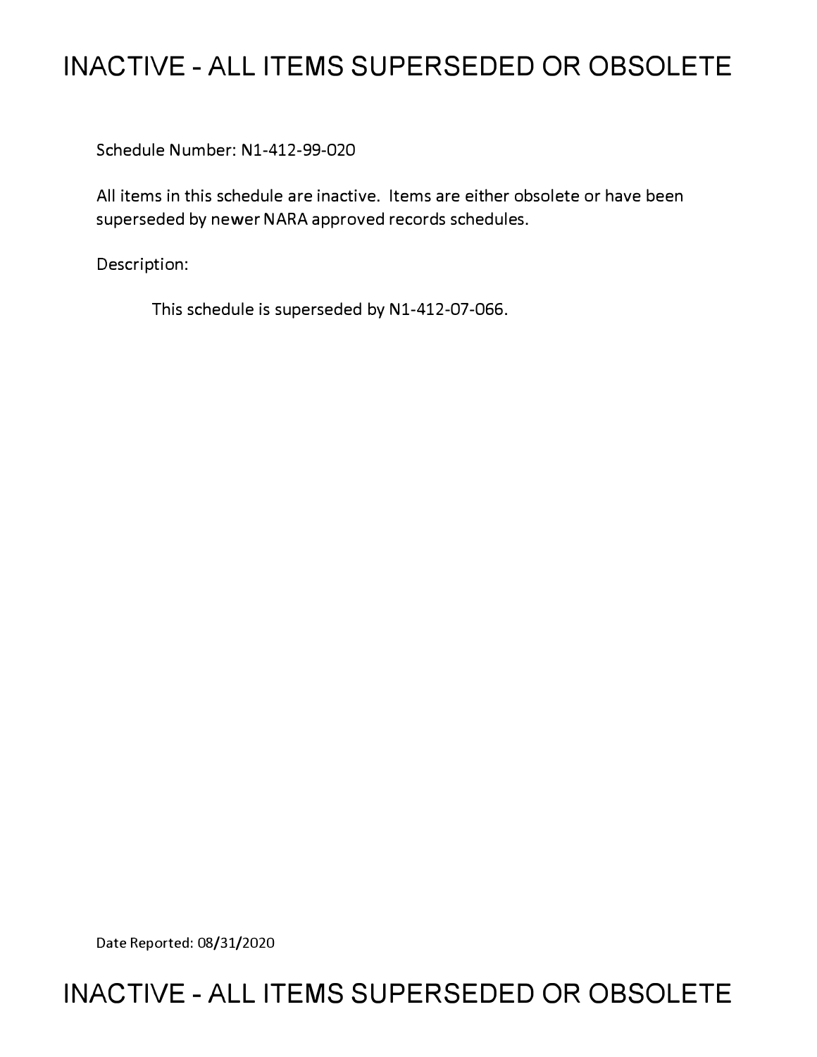# INACTIVE - ALL ITEMS SUPERSEDED OR OBSOLETE

Schedule Number: N1-412-99-020

All items in this schedule are inactive. Items are either obsolete or have been superseded by newer NARA approved records schedules.

Description:

This schedule is superseded by N1-412-07-066.

Date Reported: 08/31/2020

# INACTIVE - ALL ITEMS SUPERSEDED OR OBSOLETE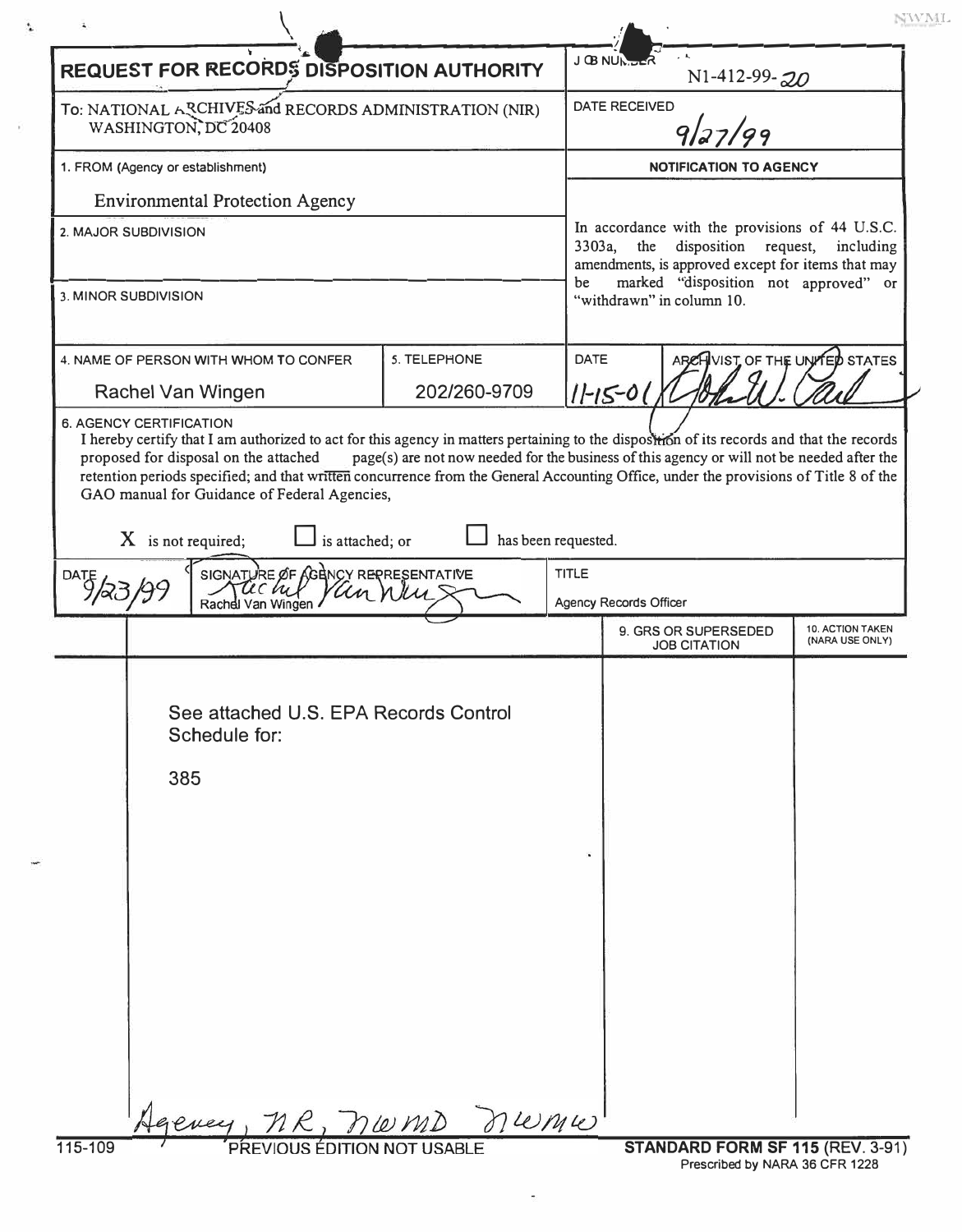# REQUEST FOR RECORDS DISPOSITION AUTHORITY

| | |
|---|---|
| To: NATIONAL ARCHIVES and RECORDS ADMINISTRATION (NIR) WASHINGTON, DC 20408 | JOB NUMBER N1-412-99-20 |
| | DATE RECEIVED 9/27/99 |
| 1. FROM (Agency or establishment) Environmental Protection Agency | NOTIFICATION TO AGENCY |
| 2. MAJOR SUBDIVISION | In accordance with the provisions of 44 U.S.C. 3303a, the disposition request, including amendments, is approved except for items that may be marked "disposition not approved" or "withdrawn" in column 10. |
| 3. MINOR SUBDIVISION | |

| 4. NAME OF PERSON WITH WHOM TO CONFER | 5. TELEPHONE | DATE | ARCHIVIST OF THE UNITED STATES |
|---|---|---|---|
| Rachel Van Wingen | 202/260-9709 | 11-15-01 | [signature] |

6. AGENCY CERTIFICATION

I hereby certify that I am authorized to act for this agency in matters pertaining to the disposition of its records and that the records proposed for disposal on the attached page(s) are not now needed for the business of this agency or will not be needed after the retention periods specified; and that written concurrence from the General Accounting Office, under the provisions of Title 8 of the GAO manual for Guidance of Federal Agencies,

X is not required; ☐ is attached; or ☐ has been requested.

| DATE | SIGNATURE OF AGENCY REPRESENTATIVE | TITLE |
|---|---|---|
| 9/23/99 | [signature] Rachel Van Wingen | Agency Records Officer |

| | | 9. GRS OR SUPERSEDED JOB CITATION | 10. ACTION TAKEN (NARA USE ONLY) |
|---|---|---|---|
| | See attached U.S. EPA Records Control Schedule for: 385 | | |

Agency, NR, NWMD NWMW

115-109 PREVIOUS EDITION NOT USABLE

**STANDARD FORM SF 115** (REV. 3-91)
Prescribed by NARA 36 CFR 1228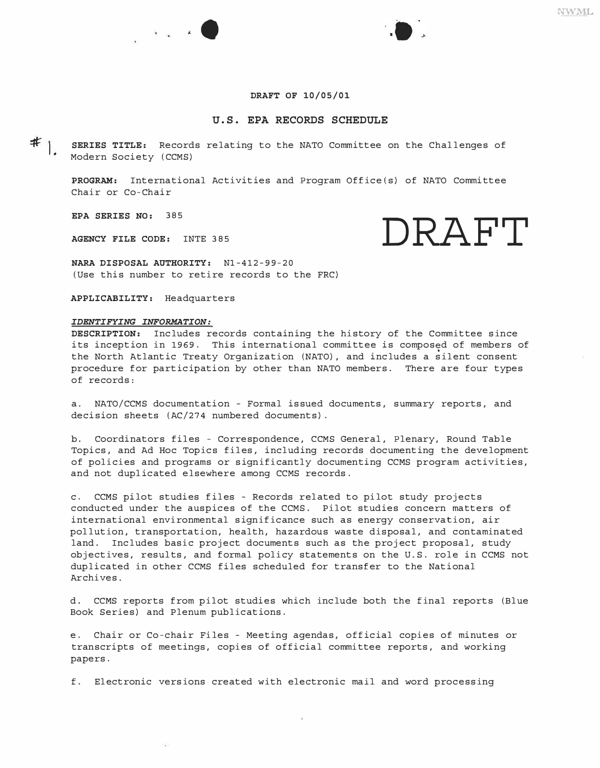**DRAFT OF 10/05/01**

## U.S. EPA RECORDS SCHEDULE

DRAFT

#1.

**SERIES TITLE:** Records relating to the NATO Committee on the Challenges of Modern Society (CCMS)

**PROGRAM:** International Activities and Program Office(s) of NATO Committee Chair or Co-Chair

**EPA SERIES NO:** 385

**AGENCY FILE CODE:** INTE 385

**NARA DISPOSAL AUTHORITY:** N1-412-99-20
(Use this number to retire records to the FRC)

**APPLICABILITY:** Headquarters

***IDENTIFYING INFORMATION:***

**DESCRIPTION:** Includes records containing the history of the Committee since its inception in 1969. This international committee is composed of members of the North Atlantic Treaty Organization (NATO), and includes a silent consent procedure for participation by other than NATO members. There are four types of records:

a. NATO/CCMS documentation - Formal issued documents, summary reports, and decision sheets (AC/274 numbered documents).

b. Coordinators files - Correspondence, CCMS General, Plenary, Round Table Topics, and Ad Hoc Topics files, including records documenting the development of policies and programs or significantly documenting CCMS program activities, and not duplicated elsewhere among CCMS records.

c. CCMS pilot studies files - Records related to pilot study projects conducted under the auspices of the CCMS. Pilot studies concern matters of international environmental significance such as energy conservation, air pollution, transportation, health, hazardous waste disposal, and contaminated land. Includes basic project documents such as the project proposal, study objectives, results, and formal policy statements on the U.S. role in CCMS not duplicated in other CCMS files scheduled for transfer to the National Archives.

d. CCMS reports from pilot studies which include both the final reports (Blue Book Series) and Plenum publications.

e. Chair or Co-chair Files - Meeting agendas, official copies of minutes or transcripts of meetings, copies of official committee reports, and working papers.

f. Electronic versions created with electronic mail and word processing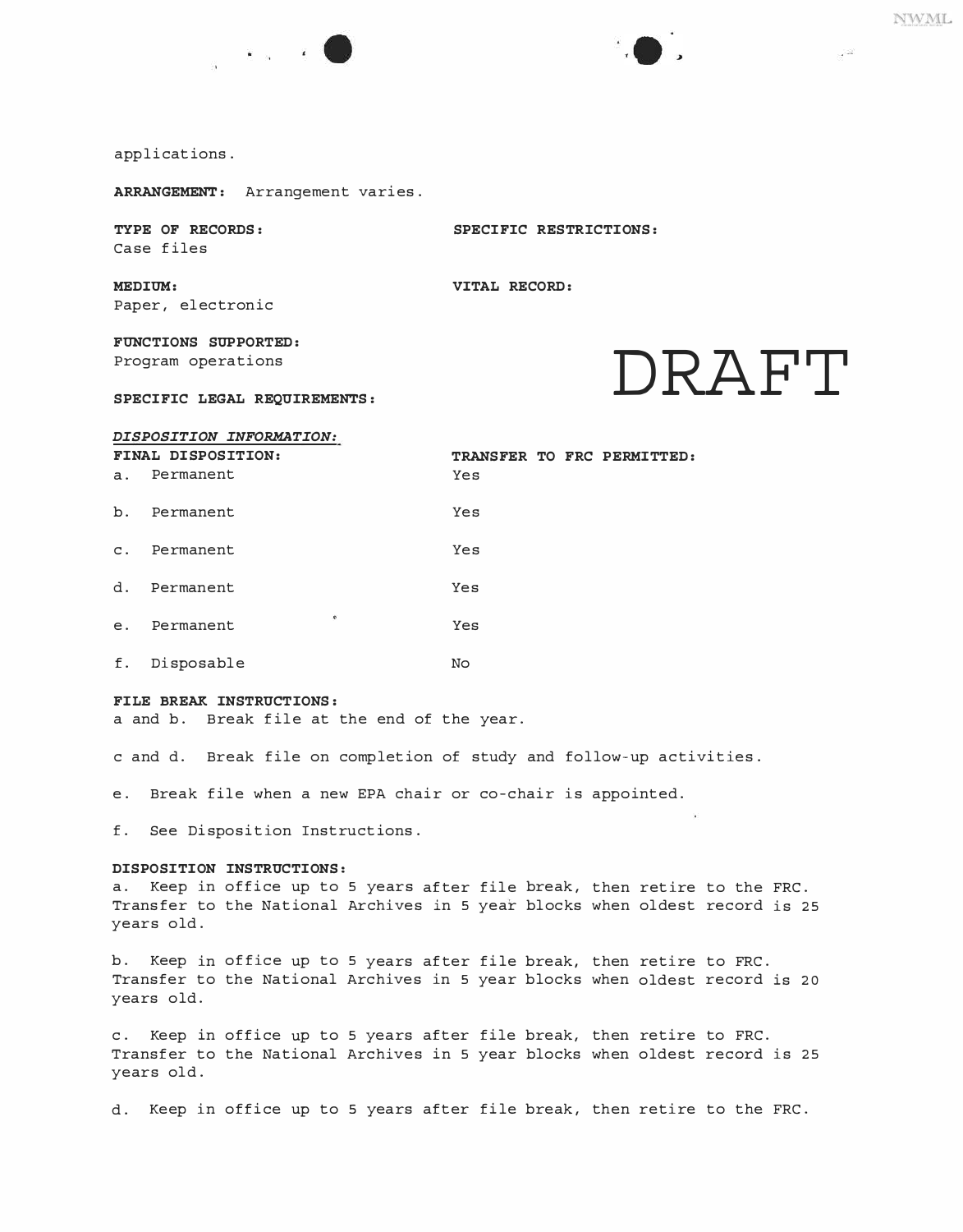applications.

**ARRANGEMENT:** Arrangement varies.

**TYPE OF RECORDS:**
Case files

**SPECIFIC RESTRICTIONS:**

**MEDIUM:**
Paper, electronic

**VITAL RECORD:**

**FUNCTIONS SUPPORTED:**
Program operations

DRAFT

**SPECIFIC LEGAL REQUIREMENTS:**

***DISPOSITION INFORMATION:***

| **FINAL DISPOSITION:** | **TRANSFER TO FRC PERMITTED:** |
|---|---|
| a. Permanent | Yes |
| b. Permanent | Yes |
| c. Permanent | Yes |
| d. Permanent | Yes |
| e. Permanent | Yes |
| f. Disposable | No |

**FILE BREAK INSTRUCTIONS:**

a and b. Break file at the end of the year.

c and d. Break file on completion of study and follow-up activities.

e. Break file when a new EPA chair or co-chair is appointed.

f. See Disposition Instructions.

**DISPOSITION INSTRUCTIONS:**

a. Keep in office up to 5 years after file break, then retire to the FRC. Transfer to the National Archives in 5 year blocks when oldest record is 25 years old.

b. Keep in office up to 5 years after file break, then retire to FRC. Transfer to the National Archives in 5 year blocks when oldest record is 20 years old.

c. Keep in office up to 5 years after file break, then retire to FRC. Transfer to the National Archives in 5 year blocks when oldest record is 25 years old.

d. Keep in office up to 5 years after file break, then retire to the FRC.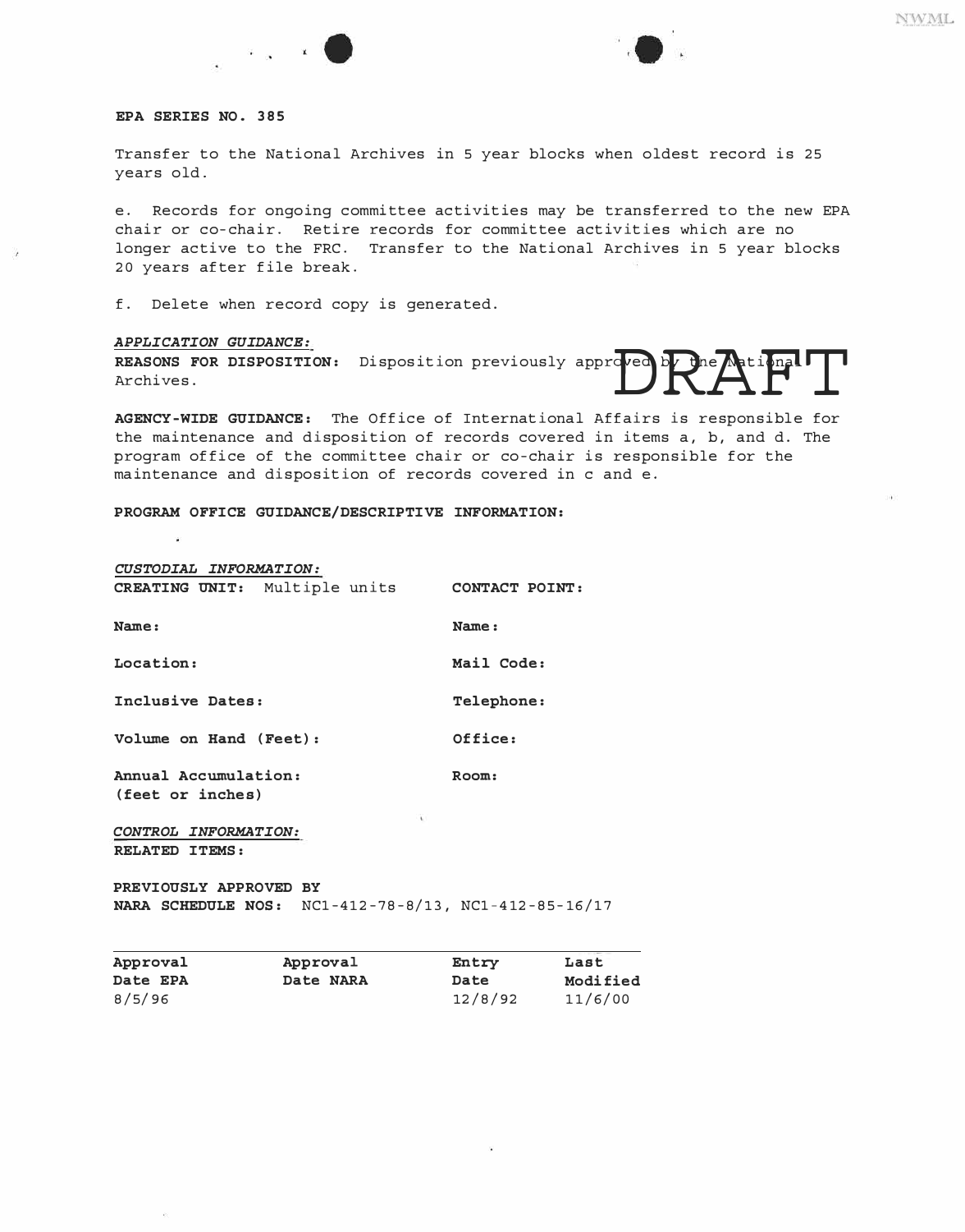**EPA SERIES NO. 385**

Transfer to the National Archives in 5 year blocks when oldest record is 25 years old.

e. Records for ongoing committee activities may be transferred to the new EPA chair or co-chair. Retire records for committee activities which are no longer active to the FRC. Transfer to the National Archives in 5 year blocks 20 years after file break.

f. Delete when record copy is generated.

***APPLICATION GUIDANCE:***

**REASONS FOR DISPOSITION:** Disposition previously approved by the National Archives.

DRAFT

**AGENCY-WIDE GUIDANCE:** The Office of International Affairs is responsible for the maintenance and disposition of records covered in items a, b, and d. The program office of the committee chair or co-chair is responsible for the maintenance and disposition of records covered in c and e.

**PROGRAM OFFICE GUIDANCE/DESCRIPTIVE INFORMATION:**

***CUSTODIAL INFORMATION:***

| | |
|---|---|
| **CREATING UNIT:** Multiple units | **CONTACT POINT:** |
| **Name:** | **Name:** |
| **Location:** | **Mail Code:** |
| **Inclusive Dates:** | **Telephone:** |
| **Volume on Hand (Feet):** | **Office:** |
| **Annual Accumulation: (feet or inches)** | **Room:** |

***CONTROL INFORMATION:***

**RELATED ITEMS:**

**PREVIOUSLY APPROVED BY NARA SCHEDULE NOS:** NC1-412-78-8/13, NC1-412-85-16/17

| Approval Date EPA | Approval Date NARA | Entry Date | Last Modified |
|---|---|---|---|
| 8/5/96 | | 12/8/92 | 11/6/00 |